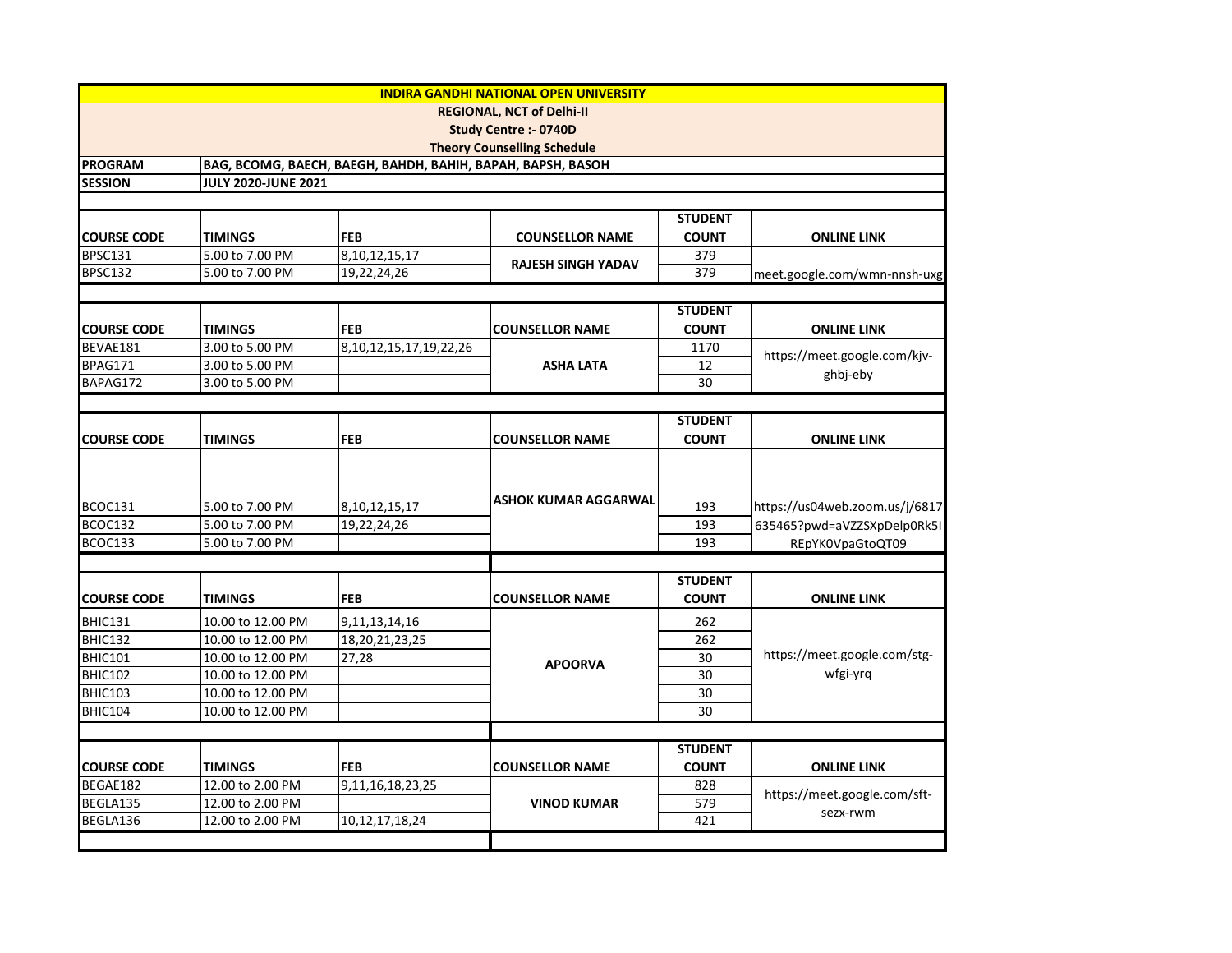# INDIRA GANDHI NATIONAL OPEN UNIVERSITY

**REGIONAL, NCT of Delhi-II**

**Study Centre :- 0740D**

**Theory Counselling Schedule**

| **PROGRAM** | **BAG, BCOMG, BAECH, BAEGH, BAHDH, BAHIH, BAPAH, BAPSH, BASOH** |
|---|---|
| **SESSION** | **JULY 2020-JUNE 2021** |

| COURSE CODE | TIMINGS | FEB | COUNSELLOR NAME | STUDENT COUNT | ONLINE LINK |
|---|---|---|---|---|---|
| BPSC131 | 5.00 to 7.00 PM | 8,10,12,15,17 | RAJESH SINGH YADAV | 379 | meet.google.com/wmn-nnsh-uxg |
| BPSC132 | 5.00 to 7.00 PM | 19,22,24,26 | | 379 | |

| COURSE CODE | TIMINGS | FEB | COUNSELLOR NAME | STUDENT COUNT | ONLINE LINK |
|---|---|---|---|---|---|
| BEVAE181 | 3.00 to 5.00 PM | 8,10,12,15,17,19,22,26 | ASHA LATA | 1170 | https://meet.google.com/kjv-ghbj-eby |
| BPAG171 | 3.00 to 5.00 PM | | | 12 | |
| BAPAG172 | 3.00 to 5.00 PM | | | 30 | |

| COURSE CODE | TIMINGS | FEB | COUNSELLOR NAME | STUDENT COUNT | ONLINE LINK |
|---|---|---|---|---|---|
| BCOC131 | 5.00 to 7.00 PM | 8,10,12,15,17 | ASHOK KUMAR AGGARWAL | 193 | https://us04web.zoom.us/j/6817635465?pwd=aVZZSXpDelp0Rk5IREpYK0VpaGtoQT09 |
| BCOC132 | 5.00 to 7.00 PM | 19,22,24,26 | | 193 | |
| BCOC133 | 5.00 to 7.00 PM | | | 193 | |

| COURSE CODE | TIMINGS | FEB | COUNSELLOR NAME | STUDENT COUNT | ONLINE LINK |
|---|---|---|---|---|---|
| BHIC131 | 10.00 to 12.00 PM | 9,11,13,14,16 | APOORVA | 262 | https://meet.google.com/stg-wfgi-yrq |
| BHIC132 | 10.00 to 12.00 PM | 18,20,21,23,25 | | 262 | |
| BHIC101 | 10.00 to 12.00 PM | 27,28 | | 30 | |
| BHIC102 | 10.00 to 12.00 PM | | | 30 | |
| BHIC103 | 10.00 to 12.00 PM | | | 30 | |
| BHIC104 | 10.00 to 12.00 PM | | | 30 | |

| COURSE CODE | TIMINGS | FEB | COUNSELLOR NAME | STUDENT COUNT | ONLINE LINK |
|---|---|---|---|---|---|
| BEGAE182 | 12.00 to 2.00 PM | 9,11,16,18,23,25 | VINOD KUMAR | 828 | https://meet.google.com/sft-sezx-rwm |
| BEGLA135 | 12.00 to 2.00 PM | | | 579 | |
| BEGLA136 | 12.00 to 2.00 PM | 10,12,17,18,24 | | 421 | |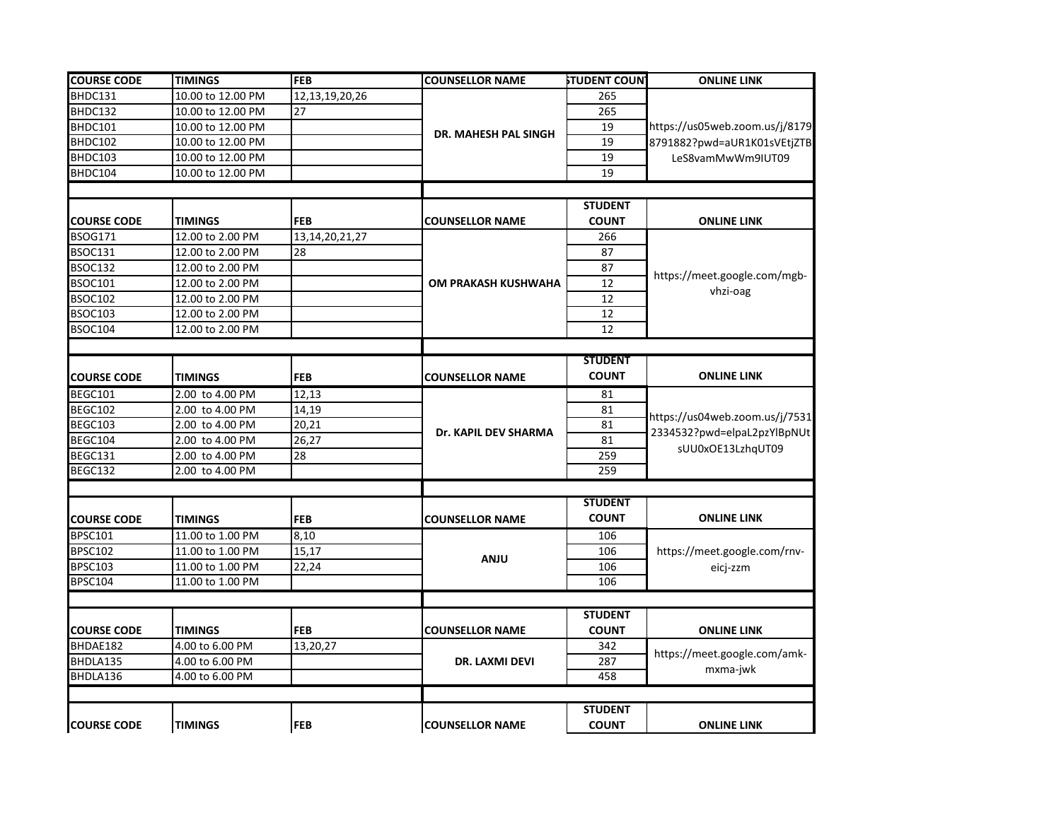| COURSE CODE | TIMINGS | FEB | COUNSELLOR NAME | STUDENT COUNT | ONLINE LINK |
|---|---|---|---|---|---|
| BHDC131 | 10.00 to 12.00 PM | 12,13,19,20,26 | DR. MAHESH PAL SINGH | 265 | https://us05web.zoom.us/j/81798791882?pwd=aUR1K01sVEtjZTBLeS8vamMwWm9IUT09 |
| BHDC132 | 10.00 to 12.00 PM | 27 | | 265 | |
| BHDC101 | 10.00 to 12.00 PM | | | 19 | |
| BHDC102 | 10.00 to 12.00 PM | | | 19 | |
| BHDC103 | 10.00 to 12.00 PM | | | 19 | |
| BHDC104 | 10.00 to 12.00 PM | | | 19 | |

| COURSE CODE | TIMINGS | FEB | COUNSELLOR NAME | STUDENT COUNT | ONLINE LINK |
|---|---|---|---|---|---|
| BSOG171 | 12.00 to 2.00 PM | 13,14,20,21,27 | OM PRAKASH KUSHWAHA | 266 | https://meet.google.com/mgb-vhzi-oag |
| BSOC131 | 12.00 to 2.00 PM | 28 | | 87 | |
| BSOC132 | 12.00 to 2.00 PM | | | 87 | |
| BSOC101 | 12.00 to 2.00 PM | | | 12 | |
| BSOC102 | 12.00 to 2.00 PM | | | 12 | |
| BSOC103 | 12.00 to 2.00 PM | | | 12 | |
| BSOC104 | 12.00 to 2.00 PM | | | 12 | |

| COURSE CODE | TIMINGS | FEB | COUNSELLOR NAME | STUDENT COUNT | ONLINE LINK |
|---|---|---|---|---|---|
| BEGC101 | 2.00 to 4.00 PM | 12,13 | Dr. KAPIL DEV SHARMA | 81 | https://us04web.zoom.us/j/75312334532?pwd=elpaL2pzYlBpNUtsUU0xOE13LzhqUT09 |
| BEGC102 | 2.00 to 4.00 PM | 14,19 | | 81 | |
| BEGC103 | 2.00 to 4.00 PM | 20,21 | | 81 | |
| BEGC104 | 2.00 to 4.00 PM | 26,27 | | 81 | |
| BEGC131 | 2.00 to 4.00 PM | 28 | | 259 | |
| BEGC132 | 2.00 to 4.00 PM | | | 259 | |

| COURSE CODE | TIMINGS | FEB | COUNSELLOR NAME | STUDENT COUNT | ONLINE LINK |
|---|---|---|---|---|---|
| BPSC101 | 11.00 to 1.00 PM | 8,10 | ANJU | 106 | https://meet.google.com/rnv-eicj-zzm |
| BPSC102 | 11.00 to 1.00 PM | 15,17 | | 106 | |
| BPSC103 | 11.00 to 1.00 PM | 22,24 | | 106 | |
| BPSC104 | 11.00 to 1.00 PM | | | 106 | |

| COURSE CODE | TIMINGS | FEB | COUNSELLOR NAME | STUDENT COUNT | ONLINE LINK |
|---|---|---|---|---|---|
| BHDAE182 | 4.00 to 6.00 PM | 13,20,27 | DR. LAXMI DEVI | 342 | https://meet.google.com/amk-mxma-jwk |
| BHDLA135 | 4.00 to 6.00 PM | | | 287 | |
| BHDLA136 | 4.00 to 6.00 PM | | | 458 | |

| COURSE CODE | TIMINGS | FEB | COUNSELLOR NAME | STUDENT COUNT | ONLINE LINK |
|---|---|---|---|---|---|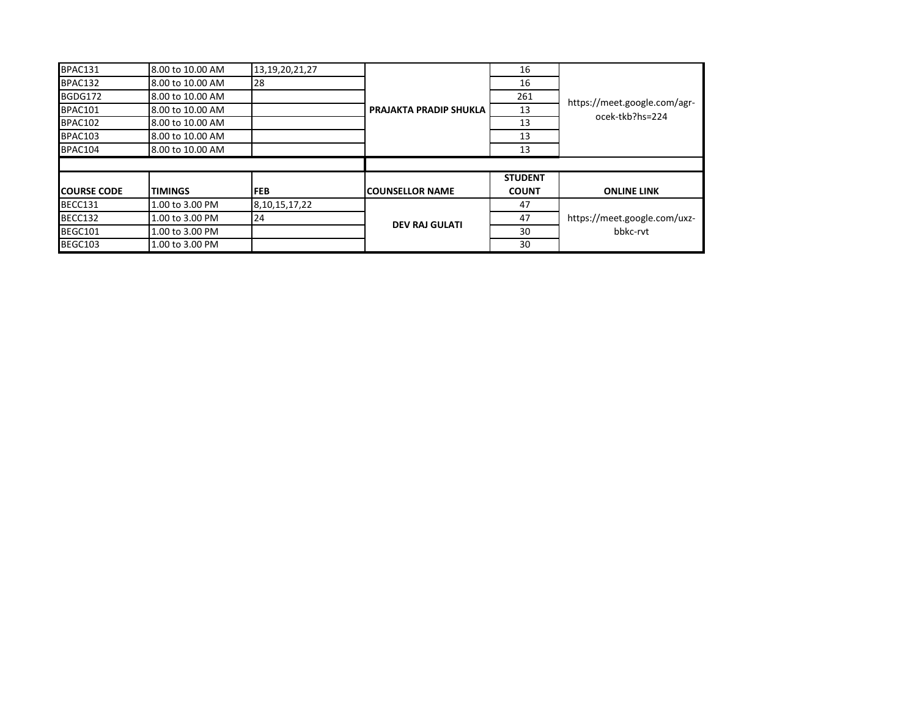| | | | | | |
|---|---|---|---|---|---|
| BPAC131 | 8.00 to 10.00 AM | 13,19,20,21,27 | PRAJAKTA PRADIP SHUKLA | 16 | https://meet.google.com/agr-ocek-tkb?hs=224 |
| BPAC132 | 8.00 to 10.00 AM | 28 | | 16 | |
| BGDG172 | 8.00 to 10.00 AM | | | 261 | |
| BPAC101 | 8.00 to 10.00 AM | | | 13 | |
| BPAC102 | 8.00 to 10.00 AM | | | 13 | |
| BPAC103 | 8.00 to 10.00 AM | | | 13 | |
| BPAC104 | 8.00 to 10.00 AM | | | 13 | |

| COURSE CODE | TIMINGS | FEB | COUNSELLOR NAME | STUDENT COUNT | ONLINE LINK |
|---|---|---|---|---|---|
| BECC131 | 1.00 to 3.00 PM | 8,10,15,17,22 | DEV RAJ GULATI | 47 | https://meet.google.com/uxz-bbkc-rvt |
| BECC132 | 1.00 to 3.00 PM | 24 | | 47 | |
| BEGC101 | 1.00 to 3.00 PM | | | 30 | |
| BEGC103 | 1.00 to 3.00 PM | | | 30 | |